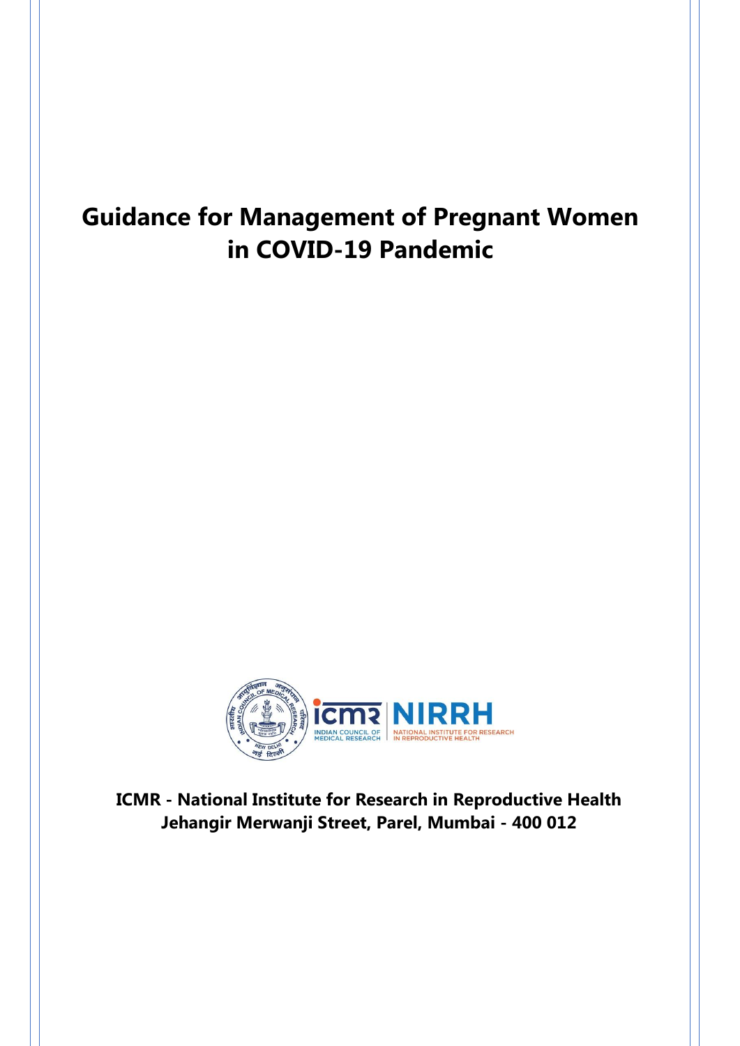# Guidance for Management of Pregnant Women in COVID-19 Pandemic

**ICMR - National Institute for Research in Reproductive Health**
**Jehangir Merwanji Street, Parel, Mumbai - 400 012**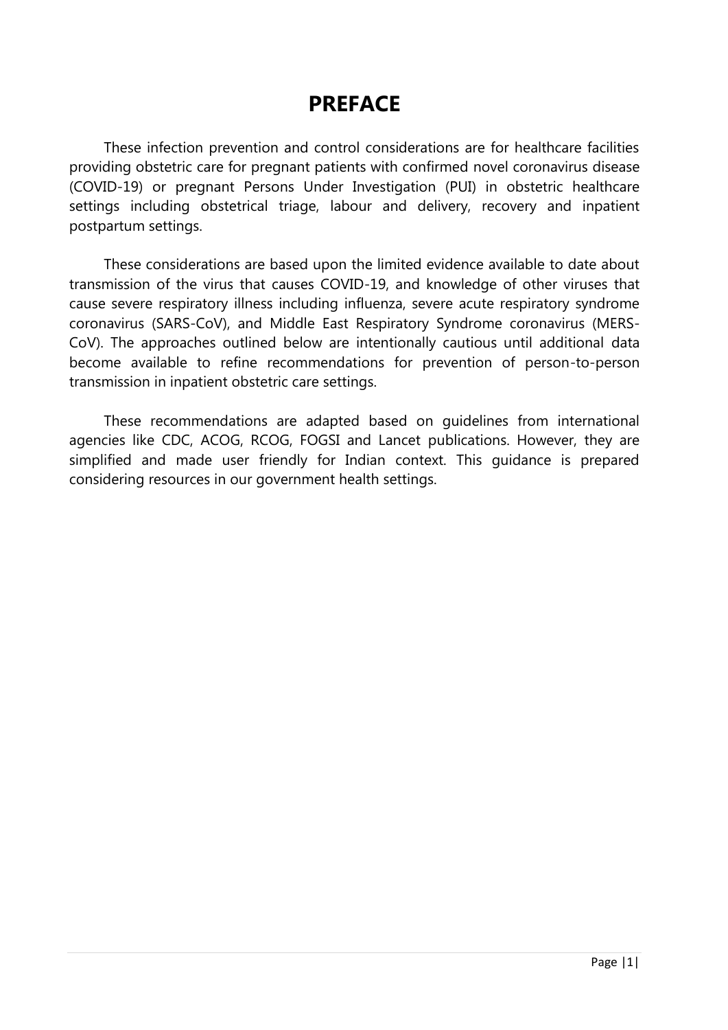# PREFACE

These infection prevention and control considerations are for healthcare facilities providing obstetric care for pregnant patients with confirmed novel coronavirus disease (COVID-19) or pregnant Persons Under Investigation (PUI) in obstetric healthcare settings including obstetrical triage, labour and delivery, recovery and inpatient postpartum settings.

These considerations are based upon the limited evidence available to date about transmission of the virus that causes COVID-19, and knowledge of other viruses that cause severe respiratory illness including influenza, severe acute respiratory syndrome coronavirus (SARS-CoV), and Middle East Respiratory Syndrome coronavirus (MERS-CoV). The approaches outlined below are intentionally cautious until additional data become available to refine recommendations for prevention of person-to-person transmission in inpatient obstetric care settings.

These recommendations are adapted based on guidelines from international agencies like CDC, ACOG, RCOG, FOGSI and Lancet publications. However, they are simplified and made user friendly for Indian context. This guidance is prepared considering resources in our government health settings.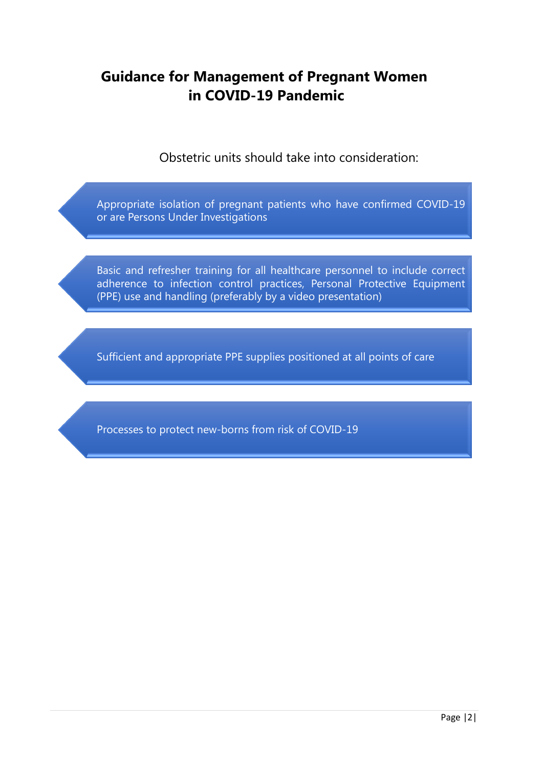# Guidance for Management of Pregnant Women in COVID-19 Pandemic

Obstetric units should take into consideration:

- Appropriate isolation of pregnant patients who have confirmed COVID-19 or are Persons Under Investigations
- Basic and refresher training for all healthcare personnel to include correct adherence to infection control practices, Personal Protective Equipment (PPE) use and handling (preferably by a video presentation)
- Sufficient and appropriate PPE supplies positioned at all points of care
- Processes to protect new-borns from risk of COVID-19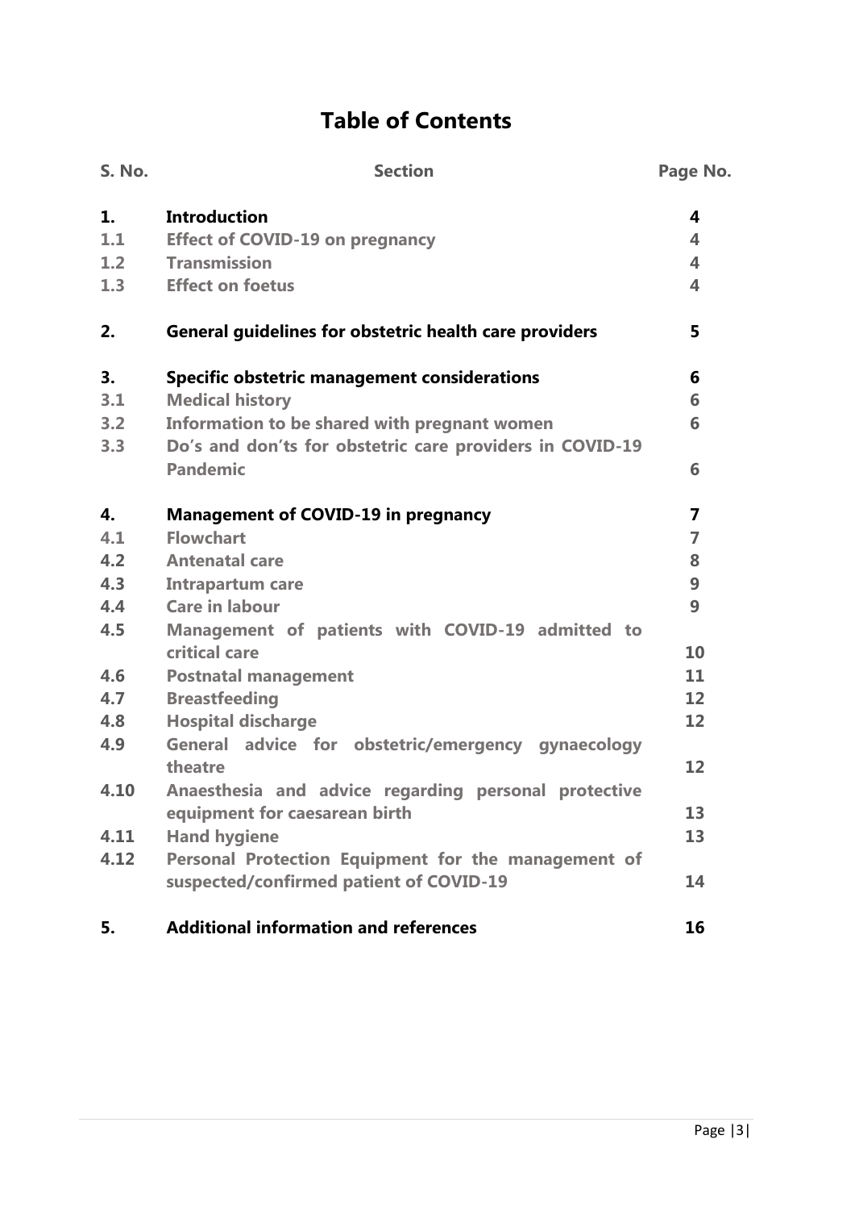# Table of Contents

| S. No. | Section | Page No. |
|---|---|---|
| **1.** | **Introduction** | **4** |
| 1.1 | Effect of COVID-19 on pregnancy | 4 |
| 1.2 | Transmission | 4 |
| 1.3 | Effect on foetus | 4 |
| **2.** | **General guidelines for obstetric health care providers** | **5** |
| **3.** | **Specific obstetric management considerations** | **6** |
| 3.1 | Medical history | 6 |
| 3.2 | Information to be shared with pregnant women | 6 |
| 3.3 | Do's and don'ts for obstetric care providers in COVID-19 Pandemic | 6 |
| **4.** | **Management of COVID-19 in pregnancy** | **7** |
| 4.1 | Flowchart | 7 |
| 4.2 | Antenatal care | 8 |
| 4.3 | Intrapartum care | 9 |
| 4.4 | Care in labour | 9 |
| 4.5 | Management of patients with COVID-19 admitted to critical care | 10 |
| 4.6 | Postnatal management | 11 |
| 4.7 | Breastfeeding | 12 |
| 4.8 | Hospital discharge | 12 |
| 4.9 | General advice for obstetric/emergency gynaecology theatre | 12 |
| 4.10 | Anaesthesia and advice regarding personal protective equipment for caesarean birth | 13 |
| 4.11 | Hand hygiene | 13 |
| 4.12 | Personal Protection Equipment for the management of suspected/confirmed patient of COVID-19 | 14 |
| **5.** | **Additional information and references** | **16** |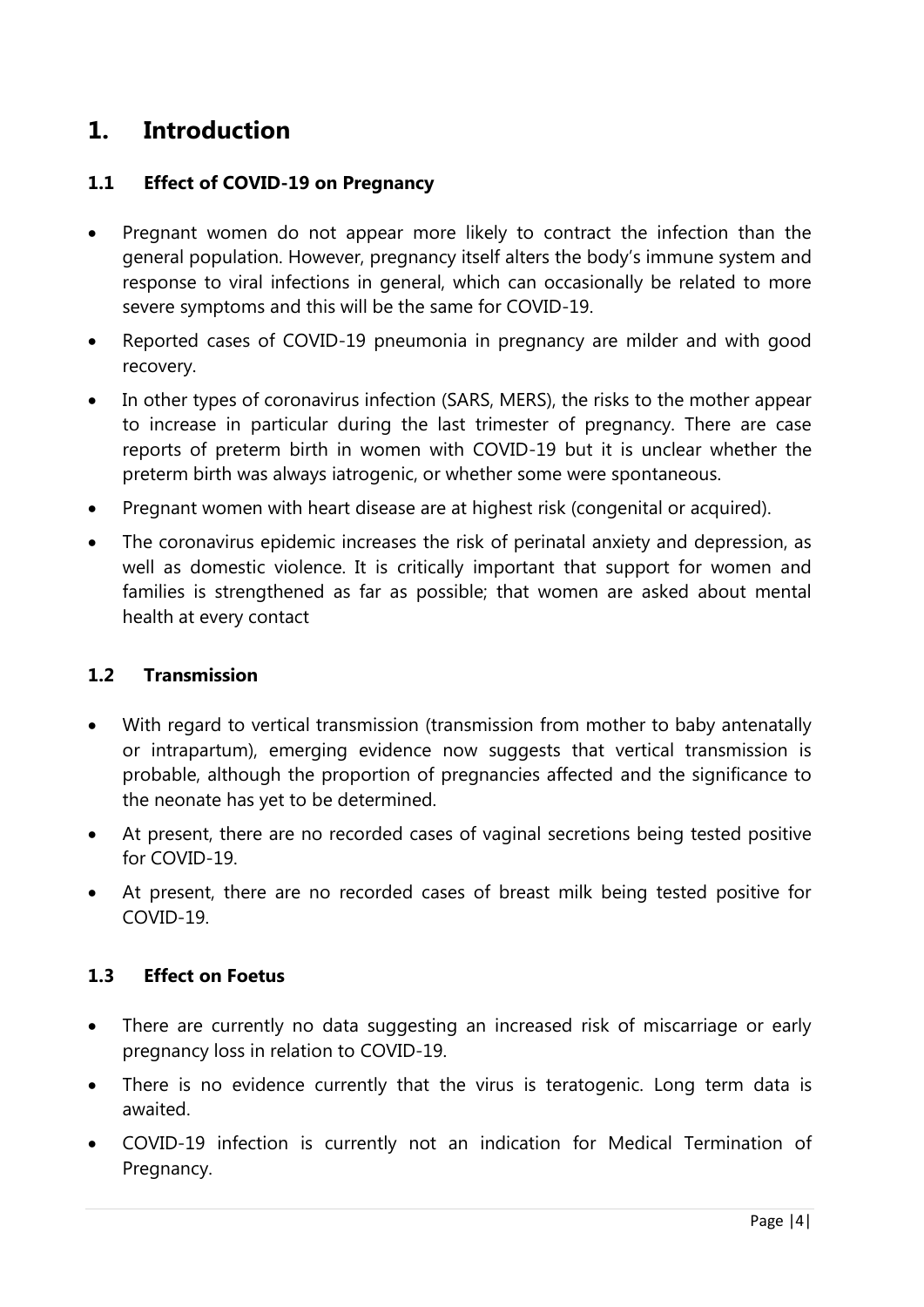# 1. Introduction

## 1.1 Effect of COVID-19 on Pregnancy

- Pregnant women do not appear more likely to contract the infection than the general population. However, pregnancy itself alters the body's immune system and response to viral infections in general, which can occasionally be related to more severe symptoms and this will be the same for COVID-19.
- Reported cases of COVID-19 pneumonia in pregnancy are milder and with good recovery.
- In other types of coronavirus infection (SARS, MERS), the risks to the mother appear to increase in particular during the last trimester of pregnancy. There are case reports of preterm birth in women with COVID-19 but it is unclear whether the preterm birth was always iatrogenic, or whether some were spontaneous.
- Pregnant women with heart disease are at highest risk (congenital or acquired).
- The coronavirus epidemic increases the risk of perinatal anxiety and depression, as well as domestic violence. It is critically important that support for women and families is strengthened as far as possible; that women are asked about mental health at every contact

## 1.2 Transmission

- With regard to vertical transmission (transmission from mother to baby antenatally or intrapartum), emerging evidence now suggests that vertical transmission is probable, although the proportion of pregnancies affected and the significance to the neonate has yet to be determined.
- At present, there are no recorded cases of vaginal secretions being tested positive for COVID-19.
- At present, there are no recorded cases of breast milk being tested positive for COVID-19.

## 1.3 Effect on Foetus

- There are currently no data suggesting an increased risk of miscarriage or early pregnancy loss in relation to COVID-19.
- There is no evidence currently that the virus is teratogenic. Long term data is awaited.
- COVID-19 infection is currently not an indication for Medical Termination of Pregnancy.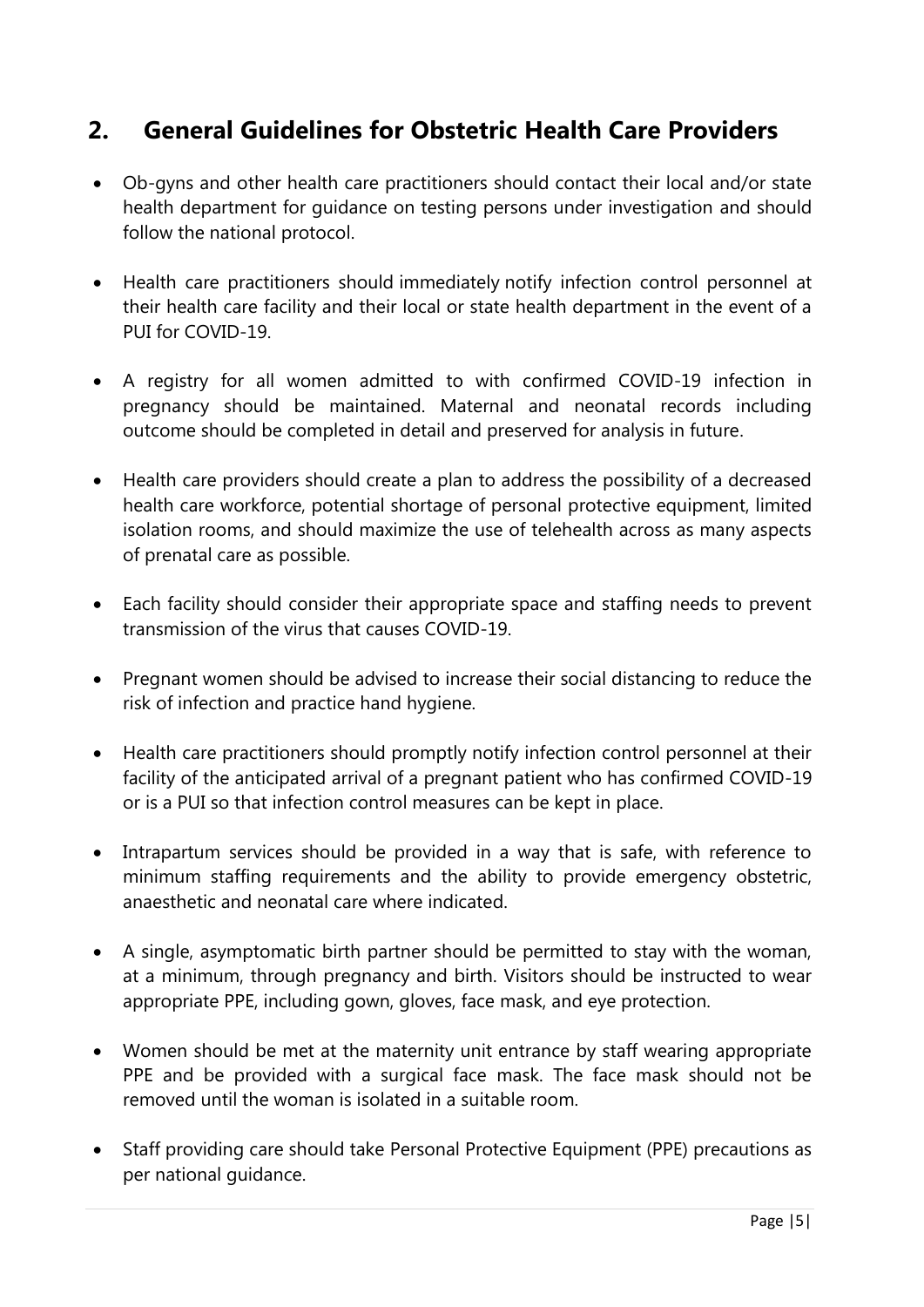## 2. General Guidelines for Obstetric Health Care Providers

- Ob-gyns and other health care practitioners should contact their local and/or state health department for guidance on testing persons under investigation and should follow the national protocol.

- Health care practitioners should immediately notify infection control personnel at their health care facility and their local or state health department in the event of a PUI for COVID-19.

- A registry for all women admitted to with confirmed COVID-19 infection in pregnancy should be maintained. Maternal and neonatal records including outcome should be completed in detail and preserved for analysis in future.

- Health care providers should create a plan to address the possibility of a decreased health care workforce, potential shortage of personal protective equipment, limited isolation rooms, and should maximize the use of telehealth across as many aspects of prenatal care as possible.

- Each facility should consider their appropriate space and staffing needs to prevent transmission of the virus that causes COVID-19.

- Pregnant women should be advised to increase their social distancing to reduce the risk of infection and practice hand hygiene.

- Health care practitioners should promptly notify infection control personnel at their facility of the anticipated arrival of a pregnant patient who has confirmed COVID-19 or is a PUI so that infection control measures can be kept in place.

- Intrapartum services should be provided in a way that is safe, with reference to minimum staffing requirements and the ability to provide emergency obstetric, anaesthetic and neonatal care where indicated.

- A single, asymptomatic birth partner should be permitted to stay with the woman, at a minimum, through pregnancy and birth. Visitors should be instructed to wear appropriate PPE, including gown, gloves, face mask, and eye protection.

- Women should be met at the maternity unit entrance by staff wearing appropriate PPE and be provided with a surgical face mask. The face mask should not be removed until the woman is isolated in a suitable room.

- Staff providing care should take Personal Protective Equipment (PPE) precautions as per national guidance.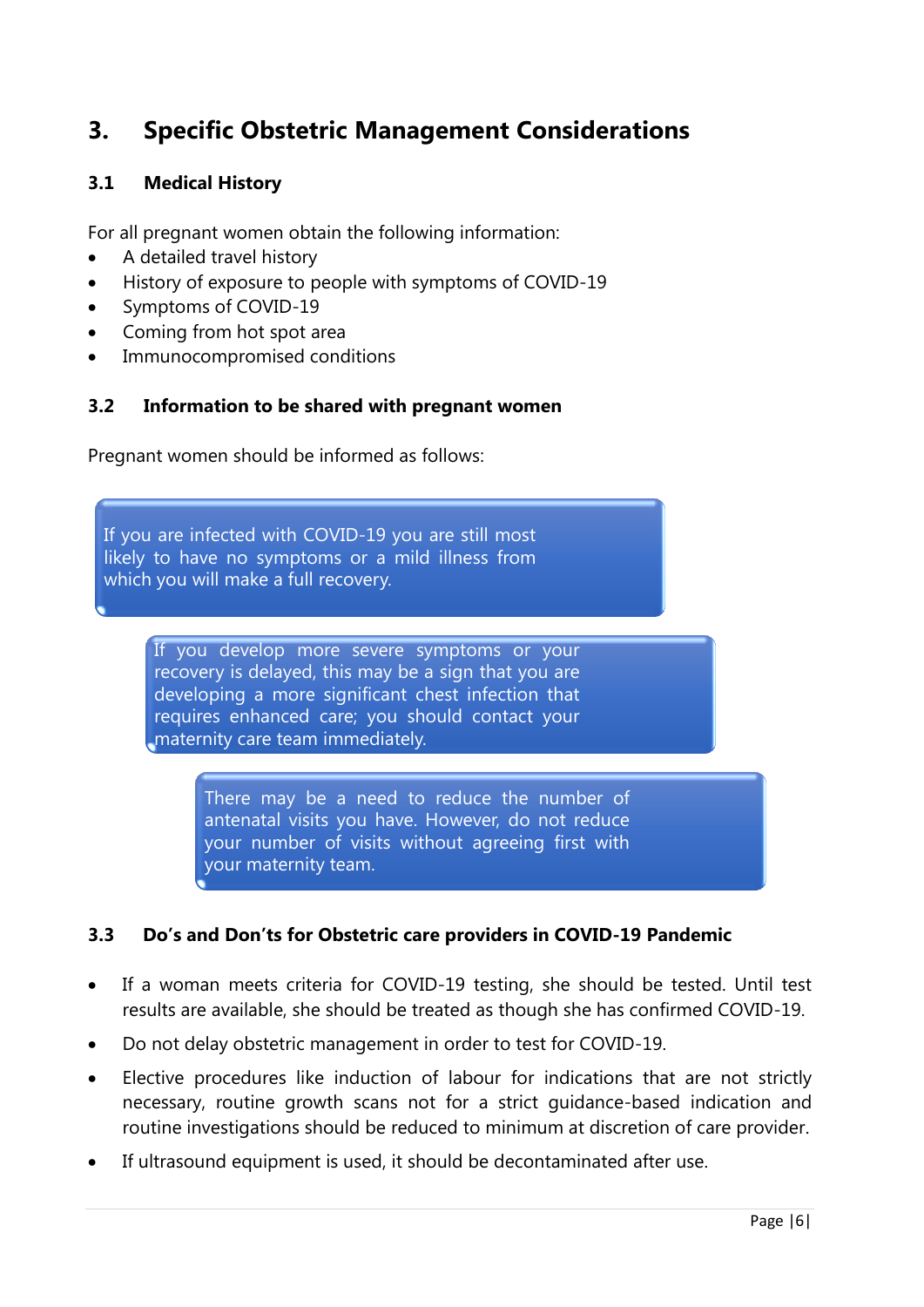## 3. Specific Obstetric Management Considerations

### 3.1 Medical History

For all pregnant women obtain the following information:

- A detailed travel history
- History of exposure to people with symptoms of COVID-19
- Symptoms of COVID-19
- Coming from hot spot area
- Immunocompromised conditions

### 3.2 Information to be shared with pregnant women

Pregnant women should be informed as follows:

If you are infected with COVID-19 you are still most likely to have no symptoms or a mild illness from which you will make a full recovery.

If you develop more severe symptoms or your recovery is delayed, this may be a sign that you are developing a more significant chest infection that requires enhanced care; you should contact your maternity care team immediately.

There may be a need to reduce the number of antenatal visits you have. However, do not reduce your number of visits without agreeing first with your maternity team.

### 3.3 Do's and Don'ts for Obstetric care providers in COVID-19 Pandemic

- If a woman meets criteria for COVID-19 testing, she should be tested. Until test results are available, she should be treated as though she has confirmed COVID-19.
- Do not delay obstetric management in order to test for COVID-19.
- Elective procedures like induction of labour for indications that are not strictly necessary, routine growth scans not for a strict guidance-based indication and routine investigations should be reduced to minimum at discretion of care provider.
- If ultrasound equipment is used, it should be decontaminated after use.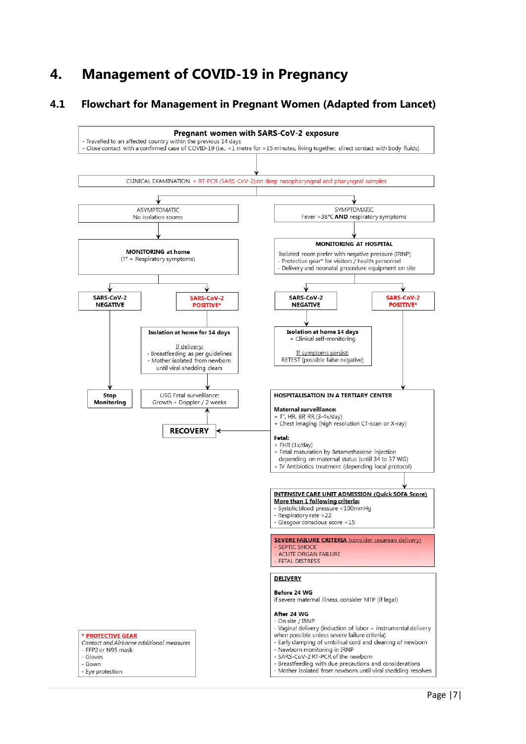# 4. Management of COVID-19 in Pregnancy

## 4.1 Flowchart for Management in Pregnant Women (Adapted from Lancet)

**Pregnant women with SARS-CoV-2 exposure**
- Travelled to an affected country within the previous 14 days
- Close contact with a confirmed case of COVID-19 (i.e., <1 metre for >15 minutes, living together, direct contact with body fluids)

CLINICAL EXAMINATION + RT-PCR (SARS-CoV-2) on deep nasopharyngeal and pharyngeal samples

**ASYMPTOMATIC**
No isolation rooms

**MONITORING at home**
(T° + Respiratory symptoms)

- **SARS-CoV-2 NEGATIVE** → **Stop Monitoring**
- **SARS-CoV-2 POSITIVE*** →

**Isolation at home for 14 days**

If delivery:
- Breastfeeding as per guidelines
- Mother isolated from newborn until viral shedding clears

→ USG Fetal surveillance: Growth + Doppler / 2 weeks → **RECOVERY**

**SYMPTOMATIC**
Fever >38°C **AND** respiratory symptoms

**MONITORING AT HOSPITAL**

Isolated room prefer with negative pressure (IRNP)
- Protective gear* for visitors / health personnel
- Delivery and neonatal procedure equipment on site

- **SARS-CoV-2 NEGATIVE** →

**Isolation at home 14 days**
+ Clinical self-monitoring

If symptoms persist:
RETEST (possible false negative)

- **SARS-CoV-2 POSITIVE*** →

**HOSPITALISATION IN A TERTIARY CENTER**

**Maternal surveillance:**
+ T°, HR, BP, RR (3-4x/day)
+ Chest imaging (high resolution CT-scan or X-ray)

**Fetal:**
+ FHR (1x/day)
+ Fetal maturation by Betamethasone injection depending on maternal status (until 34 to 37 WG)
+ IV Antibiotics treatment (depending local protocol)

→ **RECOVERY**

**INTENSIVE CARE UNIT ADMISSION (Quick SOFA Score)**
**More than 1 following criteria:**
- Systolic blood pressure <100mmHg
- Respiratory rate >22
- Glasgow conscious score <15

**SEVERE FAILURE CRITERIA** (consider cesarean delivery)
- SEPTIC SHOCK
- ACUTE ORGAN FAILURE
- FETAL DISTRESS

**DELIVERY**

**Before 24 WG**
if severe maternal illness, consider MTP (if legal)

**After 24 WG**
- On site / IRNP
- Vaginal delivery (induction of labor + instrumental delivery when possible unless severe failure criteria)
- Early clamping of umbilical cord and cleaning of newborn
- Newborn monitoring in IRNP
- SARS-CoV-2 RT-PCR of the newborn
- Breastfeeding with due precautions and considerations
- Mother isolated from newborn until viral shedding resolves

**\* PROTECTIVE GEAR**
*Contact and Airborne additional measures*
- FFP2 or N95 mask
- Gloves
- Gown
- Eye protection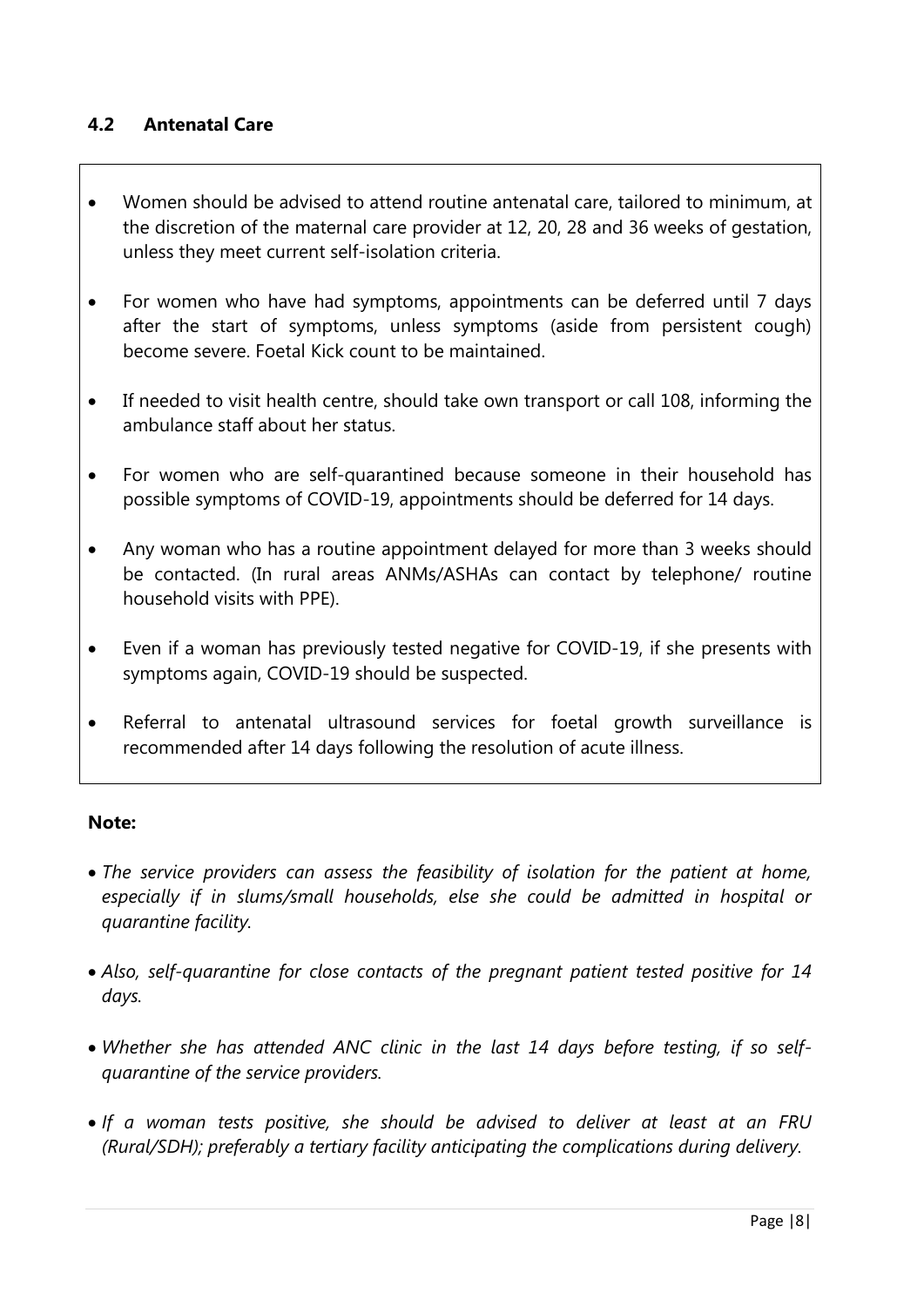### 4.2 Antenatal Care

- Women should be advised to attend routine antenatal care, tailored to minimum, at the discretion of the maternal care provider at 12, 20, 28 and 36 weeks of gestation, unless they meet current self-isolation criteria.
- For women who have had symptoms, appointments can be deferred until 7 days after the start of symptoms, unless symptoms (aside from persistent cough) become severe. Foetal Kick count to be maintained.
- If needed to visit health centre, should take own transport or call 108, informing the ambulance staff about her status.
- For women who are self-quarantined because someone in their household has possible symptoms of COVID-19, appointments should be deferred for 14 days.
- Any woman who has a routine appointment delayed for more than 3 weeks should be contacted. (In rural areas ANMs/ASHAs can contact by telephone/ routine household visits with PPE).
- Even if a woman has previously tested negative for COVID-19, if she presents with symptoms again, COVID-19 should be suspected.
- Referral to antenatal ultrasound services for foetal growth surveillance is recommended after 14 days following the resolution of acute illness.

**Note:**

- *The service providers can assess the feasibility of isolation for the patient at home, especially if in slums/small households, else she could be admitted in hospital or quarantine facility.*
- *Also, self-quarantine for close contacts of the pregnant patient tested positive for 14 days.*
- *Whether she has attended ANC clinic in the last 14 days before testing, if so self-quarantine of the service providers.*
- *If a woman tests positive, she should be advised to deliver at least at an FRU (Rural/SDH); preferably a tertiary facility anticipating the complications during delivery.*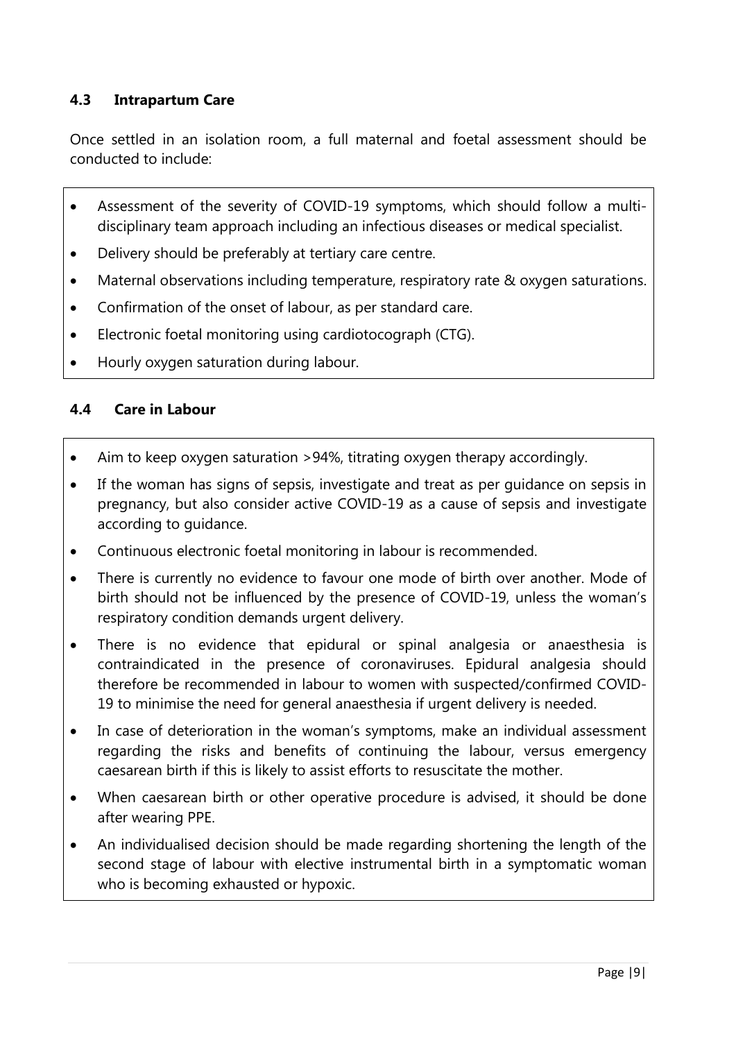### 4.3 Intrapartum Care

Once settled in an isolation room, a full maternal and foetal assessment should be conducted to include:

- Assessment of the severity of COVID-19 symptoms, which should follow a multi-disciplinary team approach including an infectious diseases or medical specialist.
- Delivery should be preferably at tertiary care centre.
- Maternal observations including temperature, respiratory rate & oxygen saturations.
- Confirmation of the onset of labour, as per standard care.
- Electronic foetal monitoring using cardiotocograph (CTG).
- Hourly oxygen saturation during labour.

### 4.4 Care in Labour

- Aim to keep oxygen saturation >94%, titrating oxygen therapy accordingly.
- If the woman has signs of sepsis, investigate and treat as per guidance on sepsis in pregnancy, but also consider active COVID-19 as a cause of sepsis and investigate according to guidance.
- Continuous electronic foetal monitoring in labour is recommended.
- There is currently no evidence to favour one mode of birth over another. Mode of birth should not be influenced by the presence of COVID-19, unless the woman's respiratory condition demands urgent delivery.
- There is no evidence that epidural or spinal analgesia or anaesthesia is contraindicated in the presence of coronaviruses. Epidural analgesia should therefore be recommended in labour to women with suspected/confirmed COVID-19 to minimise the need for general anaesthesia if urgent delivery is needed.
- In case of deterioration in the woman's symptoms, make an individual assessment regarding the risks and benefits of continuing the labour, versus emergency caesarean birth if this is likely to assist efforts to resuscitate the mother.
- When caesarean birth or other operative procedure is advised, it should be done after wearing PPE.
- An individualised decision should be made regarding shortening the length of the second stage of labour with elective instrumental birth in a symptomatic woman who is becoming exhausted or hypoxic.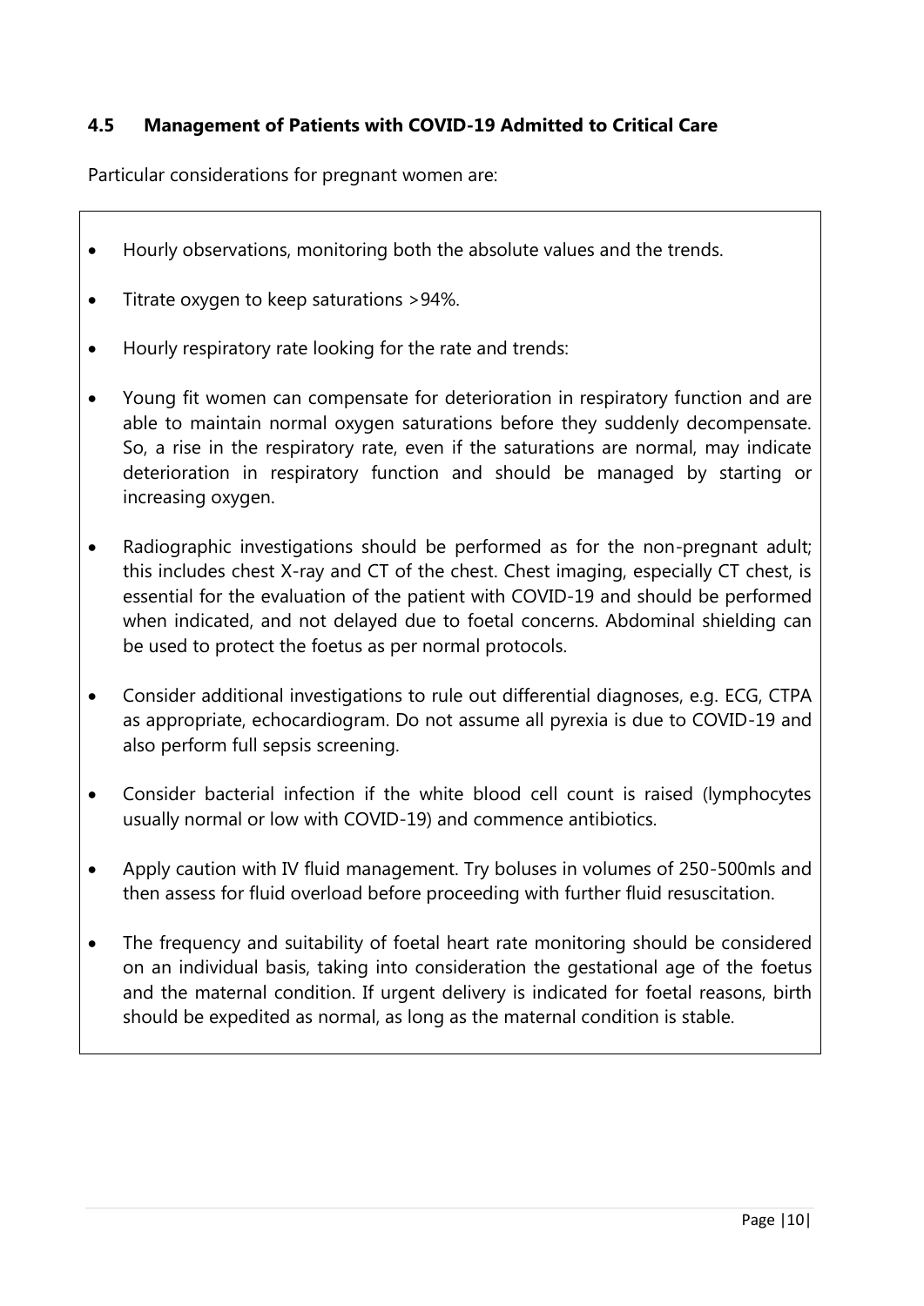### 4.5 Management of Patients with COVID-19 Admitted to Critical Care

Particular considerations for pregnant women are:

- Hourly observations, monitoring both the absolute values and the trends.
- Titrate oxygen to keep saturations >94%.
- Hourly respiratory rate looking for the rate and trends:
- Young fit women can compensate for deterioration in respiratory function and are able to maintain normal oxygen saturations before they suddenly decompensate. So, a rise in the respiratory rate, even if the saturations are normal, may indicate deterioration in respiratory function and should be managed by starting or increasing oxygen.
- Radiographic investigations should be performed as for the non-pregnant adult; this includes chest X-ray and CT of the chest. Chest imaging, especially CT chest, is essential for the evaluation of the patient with COVID-19 and should be performed when indicated, and not delayed due to foetal concerns. Abdominal shielding can be used to protect the foetus as per normal protocols.
- Consider additional investigations to rule out differential diagnoses, e.g. ECG, CTPA as appropriate, echocardiogram. Do not assume all pyrexia is due to COVID-19 and also perform full sepsis screening.
- Consider bacterial infection if the white blood cell count is raised (lymphocytes usually normal or low with COVID-19) and commence antibiotics.
- Apply caution with IV fluid management. Try boluses in volumes of 250-500mls and then assess for fluid overload before proceeding with further fluid resuscitation.
- The frequency and suitability of foetal heart rate monitoring should be considered on an individual basis, taking into consideration the gestational age of the foetus and the maternal condition. If urgent delivery is indicated for foetal reasons, birth should be expedited as normal, as long as the maternal condition is stable.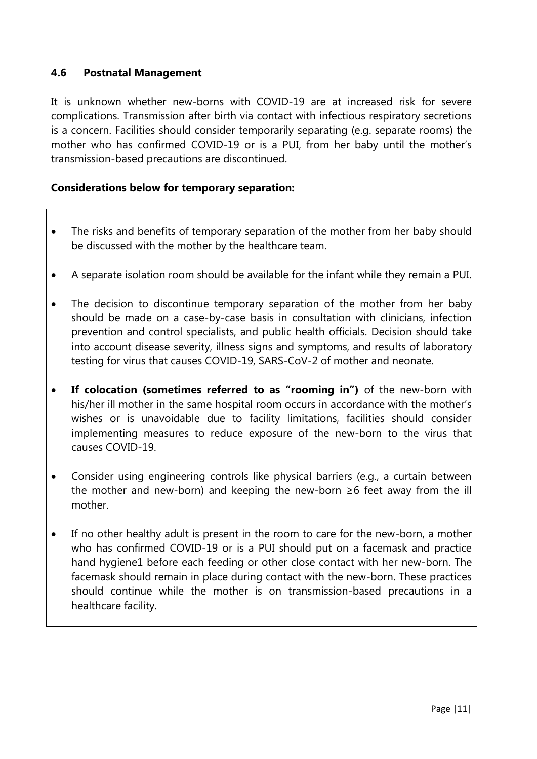### 4.6 Postnatal Management

It is unknown whether new-borns with COVID-19 are at increased risk for severe complications. Transmission after birth via contact with infectious respiratory secretions is a concern. Facilities should consider temporarily separating (e.g. separate rooms) the mother who has confirmed COVID-19 or is a PUI, from her baby until the mother's transmission-based precautions are discontinued.

**Considerations below for temporary separation:**

- The risks and benefits of temporary separation of the mother from her baby should be discussed with the mother by the healthcare team.
- A separate isolation room should be available for the infant while they remain a PUI.
- The decision to discontinue temporary separation of the mother from her baby should be made on a case-by-case basis in consultation with clinicians, infection prevention and control specialists, and public health officials. Decision should take into account disease severity, illness signs and symptoms, and results of laboratory testing for virus that causes COVID-19, SARS-CoV-2 of mother and neonate.
- **If colocation (sometimes referred to as "rooming in")** of the new-born with his/her ill mother in the same hospital room occurs in accordance with the mother's wishes or is unavoidable due to facility limitations, facilities should consider implementing measures to reduce exposure of the new-born to the virus that causes COVID-19.
- Consider using engineering controls like physical barriers (e.g., a curtain between the mother and new-born) and keeping the new-born ≥6 feet away from the ill mother.
- If no other healthy adult is present in the room to care for the new-born, a mother who has confirmed COVID-19 or is a PUI should put on a facemask and practice hand hygiene1 before each feeding or other close contact with her new-born. The facemask should remain in place during contact with the new-born. These practices should continue while the mother is on transmission-based precautions in a healthcare facility.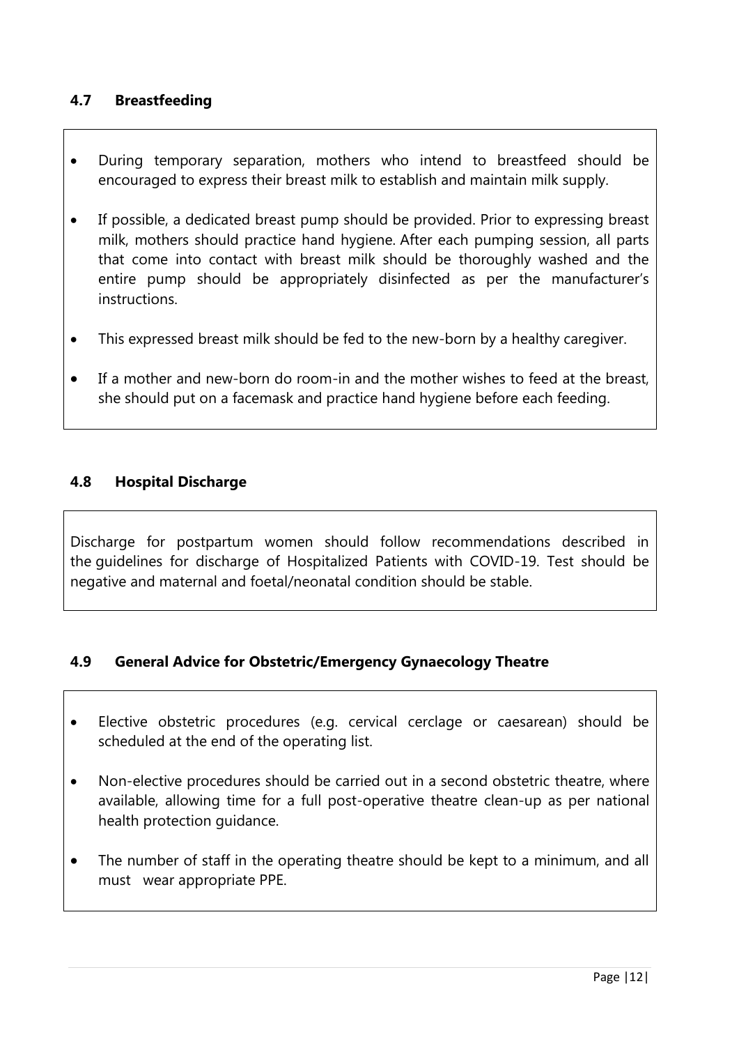### 4.7 Breastfeeding

- During temporary separation, mothers who intend to breastfeed should be encouraged to express their breast milk to establish and maintain milk supply.
- If possible, a dedicated breast pump should be provided. Prior to expressing breast milk, mothers should practice hand hygiene. After each pumping session, all parts that come into contact with breast milk should be thoroughly washed and the entire pump should be appropriately disinfected as per the manufacturer's instructions.
- This expressed breast milk should be fed to the new-born by a healthy caregiver.
- If a mother and new-born do room-in and the mother wishes to feed at the breast, she should put on a facemask and practice hand hygiene before each feeding.

### 4.8 Hospital Discharge

Discharge for postpartum women should follow recommendations described in the guidelines for discharge of Hospitalized Patients with COVID-19. Test should be negative and maternal and foetal/neonatal condition should be stable.

### 4.9 General Advice for Obstetric/Emergency Gynaecology Theatre

- Elective obstetric procedures (e.g. cervical cerclage or caesarean) should be scheduled at the end of the operating list.
- Non-elective procedures should be carried out in a second obstetric theatre, where available, allowing time for a full post-operative theatre clean-up as per national health protection guidance.
- The number of staff in the operating theatre should be kept to a minimum, and all must wear appropriate PPE.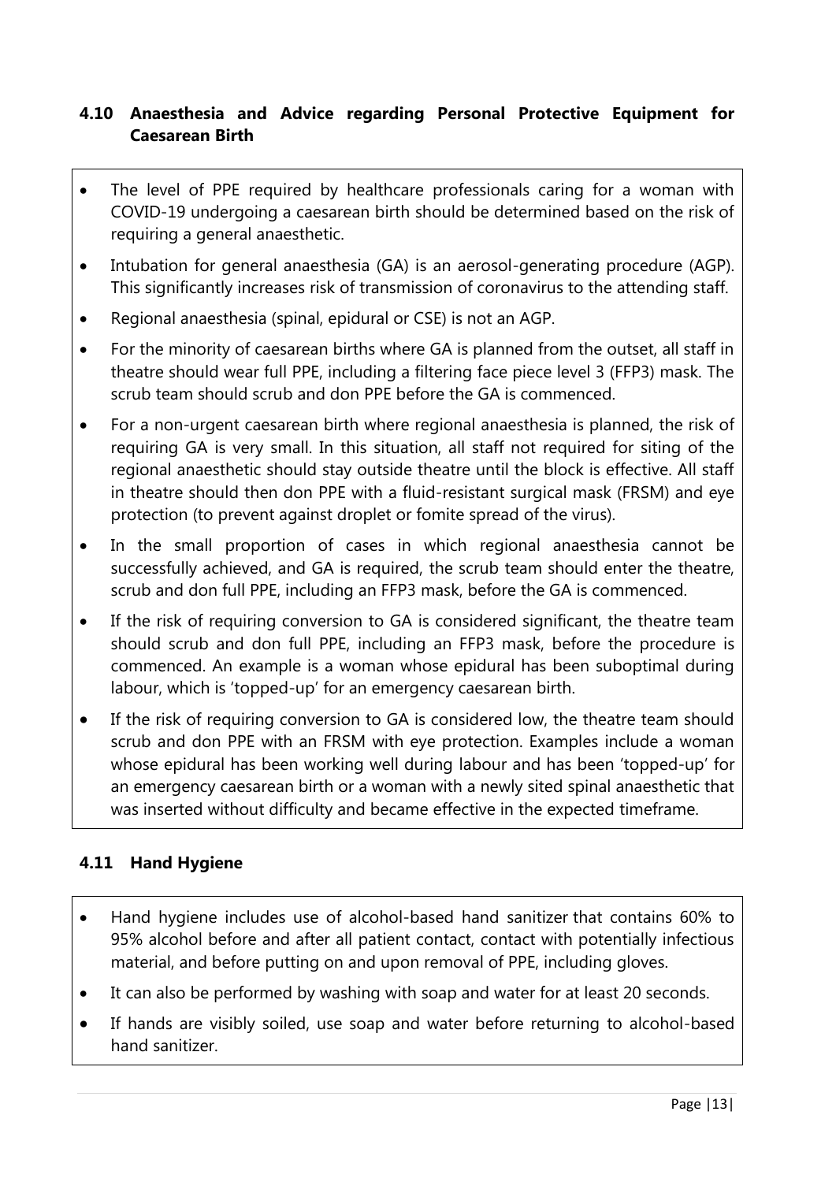## 4.10 Anaesthesia and Advice regarding Personal Protective Equipment for Caesarean Birth

- The level of PPE required by healthcare professionals caring for a woman with COVID-19 undergoing a caesarean birth should be determined based on the risk of requiring a general anaesthetic.
- Intubation for general anaesthesia (GA) is an aerosol-generating procedure (AGP). This significantly increases risk of transmission of coronavirus to the attending staff.
- Regional anaesthesia (spinal, epidural or CSE) is not an AGP.
- For the minority of caesarean births where GA is planned from the outset, all staff in theatre should wear full PPE, including a filtering face piece level 3 (FFP3) mask. The scrub team should scrub and don PPE before the GA is commenced.
- For a non-urgent caesarean birth where regional anaesthesia is planned, the risk of requiring GA is very small. In this situation, all staff not required for siting of the regional anaesthetic should stay outside theatre until the block is effective. All staff in theatre should then don PPE with a fluid-resistant surgical mask (FRSM) and eye protection (to prevent against droplet or fomite spread of the virus).
- In the small proportion of cases in which regional anaesthesia cannot be successfully achieved, and GA is required, the scrub team should enter the theatre, scrub and don full PPE, including an FFP3 mask, before the GA is commenced.
- If the risk of requiring conversion to GA is considered significant, the theatre team should scrub and don full PPE, including an FFP3 mask, before the procedure is commenced. An example is a woman whose epidural has been suboptimal during labour, which is 'topped-up' for an emergency caesarean birth.
- If the risk of requiring conversion to GA is considered low, the theatre team should scrub and don PPE with an FRSM with eye protection. Examples include a woman whose epidural has been working well during labour and has been 'topped-up' for an emergency caesarean birth or a woman with a newly sited spinal anaesthetic that was inserted without difficulty and became effective in the expected timeframe.

## 4.11 Hand Hygiene

- Hand hygiene includes use of alcohol-based hand sanitizer that contains 60% to 95% alcohol before and after all patient contact, contact with potentially infectious material, and before putting on and upon removal of PPE, including gloves.
- It can also be performed by washing with soap and water for at least 20 seconds.
- If hands are visibly soiled, use soap and water before returning to alcohol-based hand sanitizer.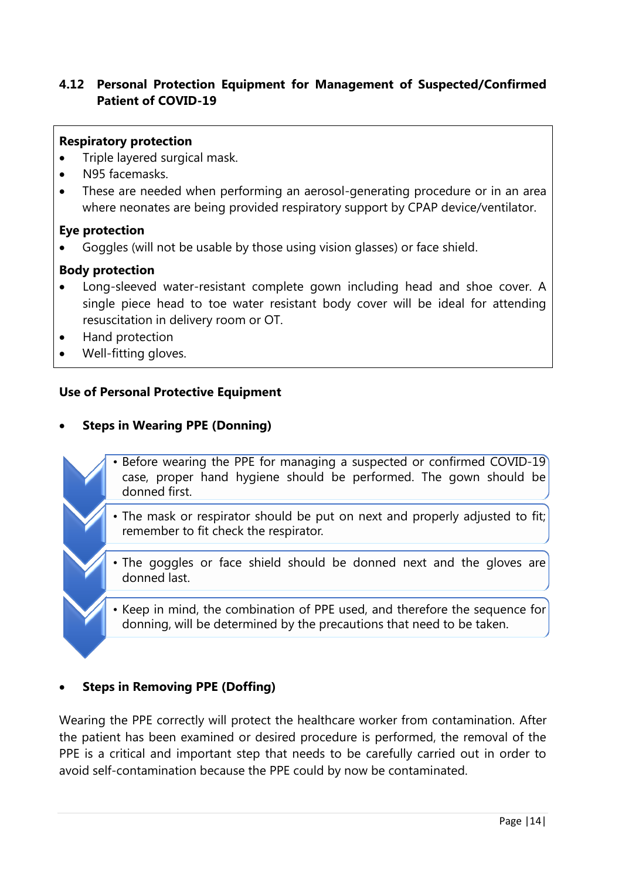### 4.12 Personal Protection Equipment for Management of Suspected/Confirmed Patient of COVID-19

**Respiratory protection**

- Triple layered surgical mask.
- N95 facemasks.
- These are needed when performing an aerosol-generating procedure or in an area where neonates are being provided respiratory support by CPAP device/ventilator.

**Eye protection**

- Goggles (will not be usable by those using vision glasses) or face shield.

**Body protection**

- Long-sleeved water-resistant complete gown including head and shoe cover. A single piece head to toe water resistant body cover will be ideal for attending resuscitation in delivery room or OT.
- Hand protection
- Well-fitting gloves.

**Use of Personal Protective Equipment**

- **Steps in Wearing PPE (Donning)**

- Before wearing the PPE for managing a suspected or confirmed COVID-19 case, proper hand hygiene should be performed. The gown should be donned first.
- The mask or respirator should be put on next and properly adjusted to fit; remember to fit check the respirator.
- The goggles or face shield should be donned next and the gloves are donned last.
- Keep in mind, the combination of PPE used, and therefore the sequence for donning, will be determined by the precautions that need to be taken.

- **Steps in Removing PPE (Doffing)**

Wearing the PPE correctly will protect the healthcare worker from contamination. After the patient has been examined or desired procedure is performed, the removal of the PPE is a critical and important step that needs to be carefully carried out in order to avoid self-contamination because the PPE could by now be contaminated.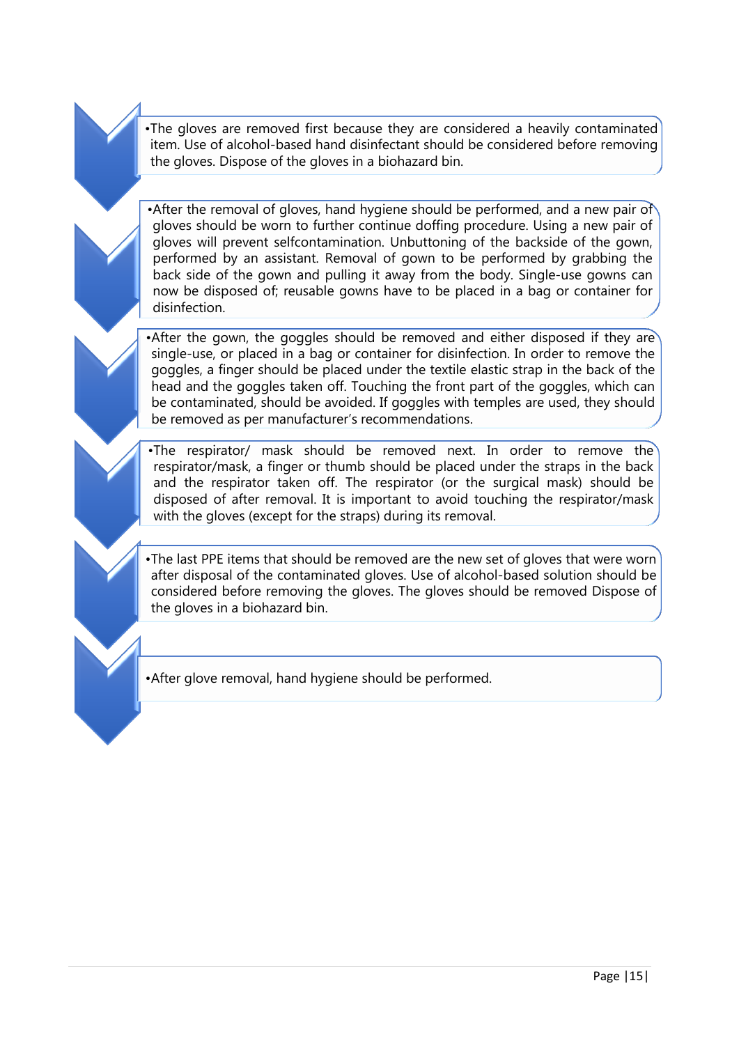- The gloves are removed first because they are considered a heavily contaminated item. Use of alcohol-based hand disinfectant should be considered before removing the gloves. Dispose of the gloves in a biohazard bin.

- After the removal of gloves, hand hygiene should be performed, and a new pair of gloves should be worn to further continue doffing procedure. Using a new pair of gloves will prevent selfcontamination. Unbuttoning of the backside of the gown, performed by an assistant. Removal of gown to be performed by grabbing the back side of the gown and pulling it away from the body. Single-use gowns can now be disposed of; reusable gowns have to be placed in a bag or container for disinfection.

- After the gown, the goggles should be removed and either disposed if they are single-use, or placed in a bag or container for disinfection. In order to remove the goggles, a finger should be placed under the textile elastic strap in the back of the head and the goggles taken off. Touching the front part of the goggles, which can be contaminated, should be avoided. If goggles with temples are used, they should be removed as per manufacturer's recommendations.

- The respirator/ mask should be removed next. In order to remove the respirator/mask, a finger or thumb should be placed under the straps in the back and the respirator taken off. The respirator (or the surgical mask) should be disposed of after removal. It is important to avoid touching the respirator/mask with the gloves (except for the straps) during its removal.

- The last PPE items that should be removed are the new set of gloves that were worn after disposal of the contaminated gloves. Use of alcohol-based solution should be considered before removing the gloves. The gloves should be removed Dispose of the gloves in a biohazard bin.

- After glove removal, hand hygiene should be performed.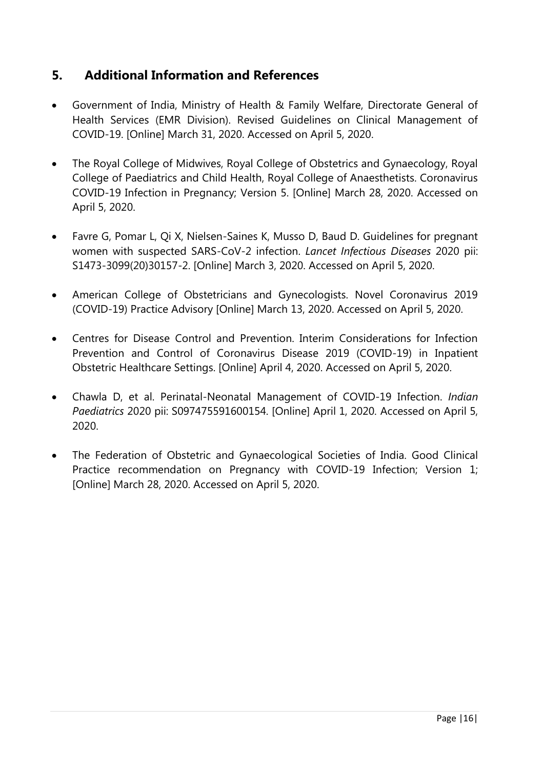## 5. Additional Information and References

- Government of India, Ministry of Health & Family Welfare, Directorate General of Health Services (EMR Division). Revised Guidelines on Clinical Management of COVID-19. [Online] March 31, 2020. Accessed on April 5, 2020.

- The Royal College of Midwives, Royal College of Obstetrics and Gynaecology, Royal College of Paediatrics and Child Health, Royal College of Anaesthetists. Coronavirus COVID-19 Infection in Pregnancy; Version 5. [Online] March 28, 2020. Accessed on April 5, 2020.

- Favre G, Pomar L, Qi X, Nielsen-Saines K, Musso D, Baud D. Guidelines for pregnant women with suspected SARS-CoV-2 infection. *Lancet Infectious Diseases* 2020 pii: S1473-3099(20)30157-2. [Online] March 3, 2020. Accessed on April 5, 2020.

- American College of Obstetricians and Gynecologists. Novel Coronavirus 2019 (COVID-19) Practice Advisory [Online] March 13, 2020. Accessed on April 5, 2020.

- Centres for Disease Control and Prevention. Interim Considerations for Infection Prevention and Control of Coronavirus Disease 2019 (COVID-19) in Inpatient Obstetric Healthcare Settings. [Online] April 4, 2020. Accessed on April 5, 2020.

- Chawla D, et al. Perinatal-Neonatal Management of COVID-19 Infection. *Indian Paediatrics* 2020 pii: S097475591600154. [Online] April 1, 2020. Accessed on April 5, 2020.

- The Federation of Obstetric and Gynaecological Societies of India. Good Clinical Practice recommendation on Pregnancy with COVID-19 Infection; Version 1; [Online] March 28, 2020. Accessed on April 5, 2020.